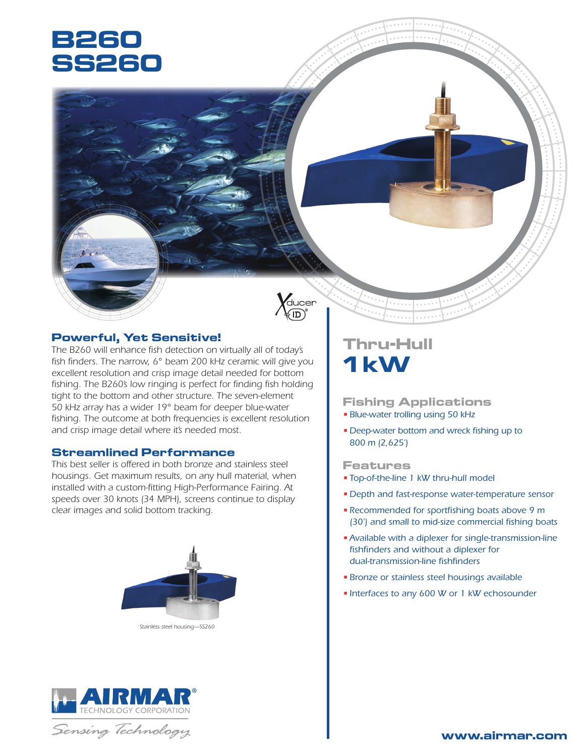# B260
# SS260

## Powerful, Yet Sensitive!

The B260 will enhance fish detection on virtually all of today's fish finders. The narrow, 6° beam 200 kHz ceramic will give you excellent resolution and crisp image detail needed for bottom fishing. The B260's low ringing is perfect for finding fish holding tight to the bottom and other structure. The seven-element 50 kHz array has a wider 19° beam for deeper blue-water fishing. The outcome at both frequencies is excellent resolution and crisp image detail where it's needed most.

## Streamlined Performance

This best seller is offered in both bronze and stainless steel housings. Get maximum results, on any hull material, when installed with a custom-fitting High-Performance Fairing. At speeds over 30 knots (34 MPH), screens continue to display clear images and solid bottom tracking.

Stainless steel housing—SS260

## Thru-Hull
## 1 kW

### Fishing Applications

- Blue-water trolling using 50 kHz
- Deep-water bottom and wreck fishing up to 800 m (2,625')

### Features

- Top-of-the-line 1 kW thru-hull model
- Depth and fast-response water-temperature sensor
- Recommended for sportfishing boats above 9 m (30') and small to mid-size commercial fishing boats
- Available with a diplexer for single-transmission-line fishfinders and without a diplexer for dual-transmission-line fishfinders
- Bronze or stainless steel housings available
- Interfaces to any 600 W or 1 kW echosounder

AIRMAR® TECHNOLOGY CORPORATION

*Sensing Technology*

www.airmar.com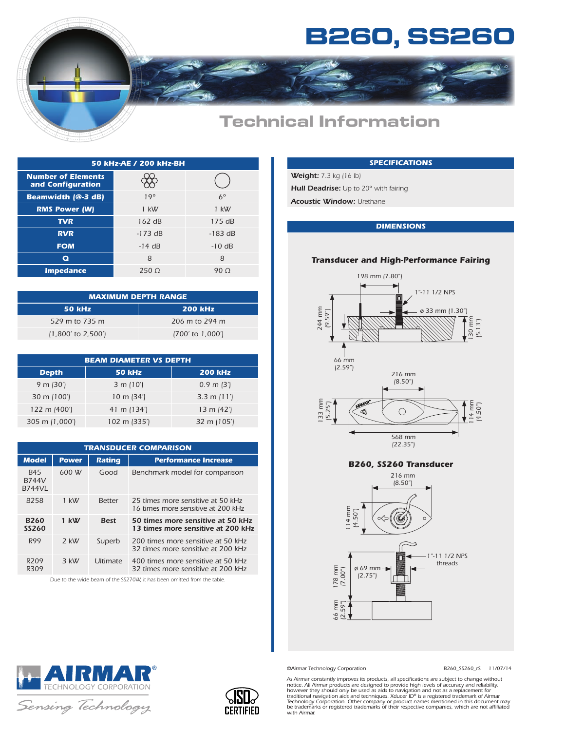# B260, SS260

## Technical Information

| 50 kHz-AE / 200 kHz-BH | | |
|---|---|---|
| Number of Elements and Configuration | | |
| Beamwidth (@-3 dB) | 19° | 6° |
| RMS Power (W) | 1 kW | 1 kW |
| TVR | 162 dB | 175 dB |
| RVR | -173 dB | -183 dB |
| FOM | -14 dB | -10 dB |
| Q | 8 | 8 |
| Impedance | 250 Ω | 90 Ω |

| MAXIMUM DEPTH RANGE | |
|---|---|
| 50 kHz | 200 kHz |
| 529 m to 735 m | 206 m to 294 m |
| (1,800' to 2,500') | (700' to 1,000') |

| BEAM DIAMETER VS DEPTH | | |
|---|---|---|
| Depth | 50 kHz | 200 kHz |
| 9 m (30') | 3 m (10') | 0.9 m (3') |
| 30 m (100') | 10 m (34') | 3.3 m (11') |
| 122 m (400') | 41 m (134') | 13 m (42') |
| 305 m (1,000') | 102 m (335') | 32 m (105') |

| TRANSDUCER COMPARISON | | | |
|---|---|---|---|
| Model | Power | Rating | Performance Increase |
| B45 B744V B744VL | 600 W | Good | Benchmark model for comparison |
| B258 | 1 kW | Better | 25 times more sensitive at 50 kHz 16 times more sensitive at 200 kHz |
| **B260 SS260** | **1 kW** | **Best** | **50 times more sensitive at 50 kHz 13 times more sensitive at 200 kHz** |
| R99 | 2 kW | Superb | 200 times more sensitive at 50 kHz 32 times more sensitive at 200 kHz |
| R209 R309 | 3 kW | Ultimate | 400 times more sensitive at 50 kHz 32 times more sensitive at 200 kHz |

Due to the wide beam of the SS270W, it has been omitted from the table.

### SPECIFICATIONS

**Weight:** 7.3 kg (16 lb)

**Hull Deadrise:** Up to 20° with fairing

**Acoustic Window:** Urethane

### DIMENSIONS

**Transducer and High-Performance Fairing**

198 mm (7.80")
1"-11 1/2 NPS
ø 33 mm (1.30")
244 mm (9.59")
130 mm (5.13")
66 mm (2.59")
216 mm (8.50")
133 mm (5.25")
114 mm (4.50")
568 mm (22.35")

**B260, SS260 Transducer**

216 mm (8.50")
114 mm (4.50")
1"-11 1/2 NPS threads
ø 69 mm (2.75")
178 mm (7.00")
66 mm (2.59")

AIRMAR® TECHNOLOGY CORPORATION
Sensing Technology

ISO CERTIFIED

©Airmar Technology Corporation B260_SS260_rS 11/07/14

As Airmar constantly improves its products, all specifications are subject to change without notice. All Airmar products are designed to provide high levels of accuracy and reliability, however they should only be used as aids to navigation and not as a replacement for traditional navigation aids and techniques. Xducer ID® is a registered trademark of Airmar Technology Corporation. Other company or product names mentioned in this document may be trademarks or registered trademarks of their respective companies, which are not affiliated with Airmar.